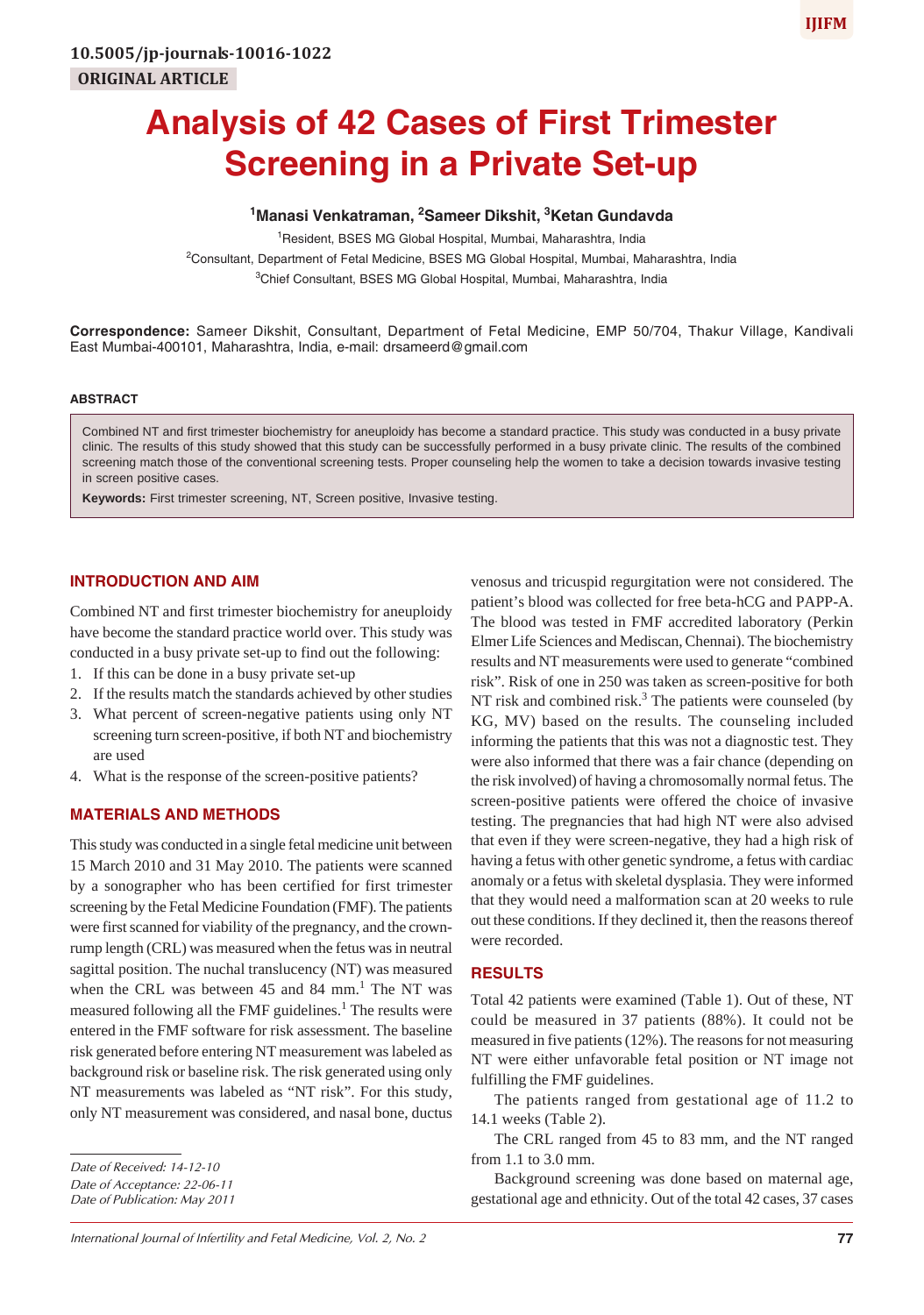10.5005/jp-journals-10016-1022

ORIGINAL ARTICLE

# Analysis of 42 Cases of First Trimester Screening in a Private Set-up

**[1]Manasi Venkatraman, [2]Sameer Dikshit, [3]Ketan Gundavda**

[1]Resident, BSES MG Global Hospital, Mumbai, Maharashtra, India

[2]Consultant, Department of Fetal Medicine, BSES MG Global Hospital, Mumbai, Maharashtra, India

[3]Chief Consultant, BSES MG Global Hospital, Mumbai, Maharashtra, India

**Correspondence:** Sameer Dikshit, Consultant, Department of Fetal Medicine, EMP 50/704, Thakur Village, Kandivali East Mumbai-400101, Maharashtra, India, e-mail: drsameerd@gmail.com

## ABSTRACT

Combined NT and first trimester biochemistry for aneuploidy has become a standard practice. This study was conducted in a busy private clinic. The results of this study showed that this study can be successfully performed in a busy private clinic. The results of the combined screening match those of the conventional screening tests. Proper counseling help the women to take a decision towards invasive testing in screen positive cases.

**Keywords:** First trimester screening, NT, Screen positive, Invasive testing.

## INTRODUCTION AND AIM

Combined NT and first trimester biochemistry for aneuploidy have become the standard practice world over. This study was conducted in a busy private set-up to find out the following:

1. If this can be done in a busy private set-up
2. If the results match the standards achieved by other studies
3. What percent of screen-negative patients using only NT screening turn screen-positive, if both NT and biochemistry are used
4. What is the response of the screen-positive patients?

## MATERIALS AND METHODS

This study was conducted in a single fetal medicine unit between 15 March 2010 and 31 May 2010. The patients were scanned by a sonographer who has been certified for first trimester screening by the Fetal Medicine Foundation (FMF). The patients were first scanned for viability of the pregnancy, and the crown-rump length (CRL) was measured when the fetus was in neutral sagittal position. The nuchal translucency (NT) was measured when the CRL was between 45 and 84 mm.[1] The NT was measured following all the FMF guidelines.[1] The results were entered in the FMF software for risk assessment. The baseline risk generated before entering NT measurement was labeled as background risk or baseline risk. The risk generated using only NT measurements was labeled as "NT risk". For this study, only NT measurement was considered, and nasal bone, ductus venosus and tricuspid regurgitation were not considered. The patient's blood was collected for free beta-hCG and PAPP-A. The blood was tested in FMF accredited laboratory (Perkin Elmer Life Sciences and Mediscan, Chennai). The biochemistry results and NT measurements were used to generate "combined risk". Risk of one in 250 was taken as screen-positive for both NT risk and combined risk.[3] The patients were counseled (by KG, MV) based on the results. The counseling included informing the patients that this was not a diagnostic test. They were also informed that there was a fair chance (depending on the risk involved) of having a chromosomally normal fetus. The screen-positive patients were offered the choice of invasive testing. The pregnancies that had high NT were also advised that even if they were screen-negative, they had a high risk of having a fetus with other genetic syndrome, a fetus with cardiac anomaly or a fetus with skeletal dysplasia. They were informed that they would need a malformation scan at 20 weeks to rule out these conditions. If they declined it, then the reasons thereof were recorded.

## RESULTS

Total 42 patients were examined (Table 1). Out of these, NT could be measured in 37 patients (88%). It could not be measured in five patients (12%). The reasons for not measuring NT were either unfavorable fetal position or NT image not fulfilling the FMF guidelines.

The patients ranged from gestational age of 11.2 to 14.1 weeks (Table 2).

The CRL ranged from 45 to 83 mm, and the NT ranged from 1.1 to 3.0 mm.

Background screening was done based on maternal age, gestational age and ethnicity. Out of the total 42 cases, 37 cases

*Date of Received: 14-12-10*
*Date of Acceptance: 22-06-11*
*Date of Publication: May 2011*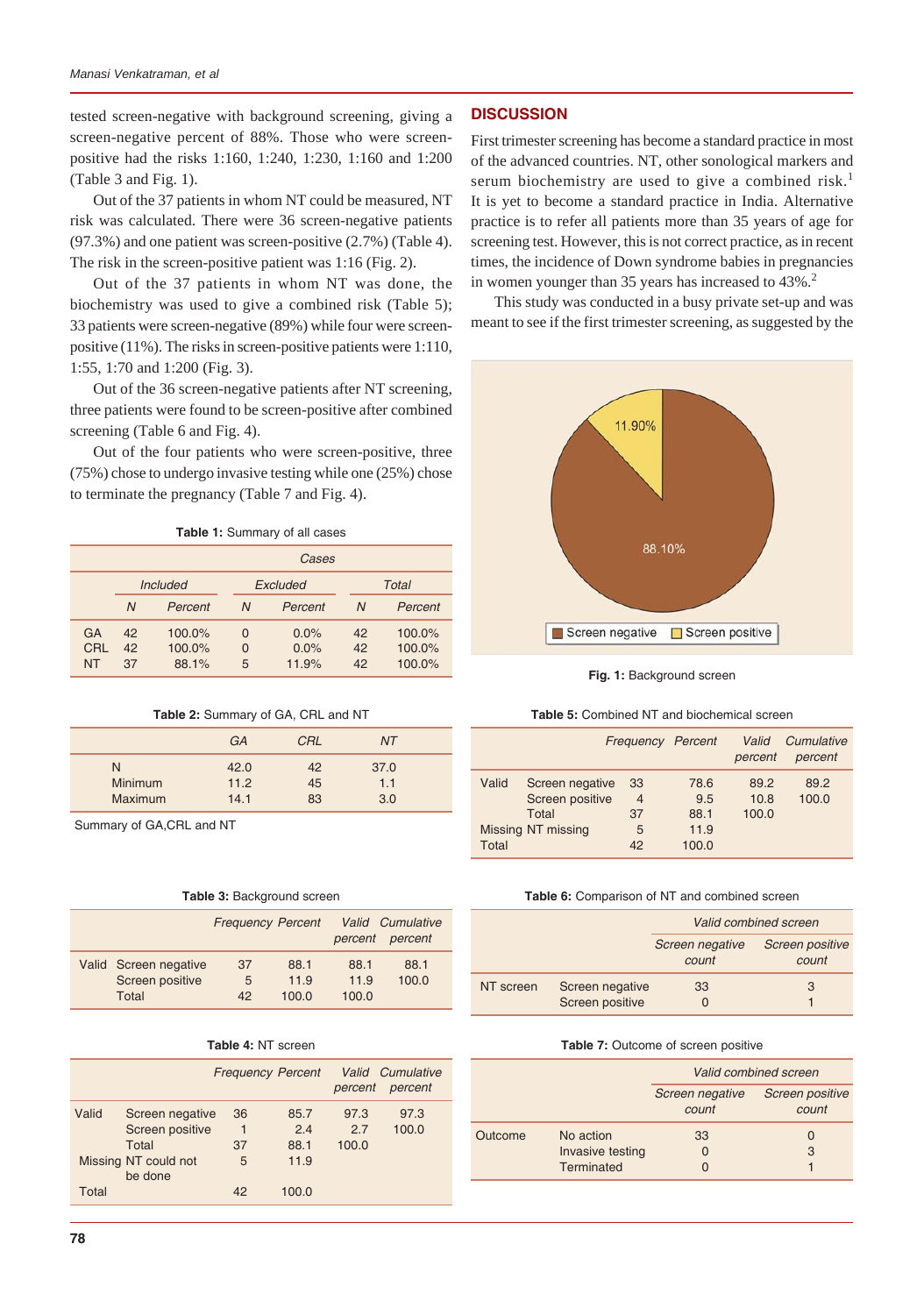tested screen-negative with background screening, giving a screen-negative percent of 88%. Those who were screen-positive had the risks 1:160, 1:240, 1:230, 1:160 and 1:200 (Table 3 and Fig. 1).

Out of the 37 patients in whom NT could be measured, NT risk was calculated. There were 36 screen-negative patients (97.3%) and one patient was screen-positive (2.7%) (Table 4). The risk in the screen-positive patient was 1:16 (Fig. 2).

Out of the 37 patients in whom NT was done, the biochemistry was used to give a combined risk (Table 5); 33 patients were screen-negative (89%) while four were screen-positive (11%). The risks in screen-positive patients were 1:110, 1:55, 1:70 and 1:200 (Fig. 3).

Out of the 36 screen-negative patients after NT screening, three patients were found to be screen-positive after combined screening (Table 6 and Fig. 4).

Out of the four patients who were screen-positive, three (75%) chose to undergo invasive testing while one (25%) chose to terminate the pregnancy (Table 7 and Fig. 4).

**Table 1:** Summary of all cases

| | *Cases* | | | | | |
|---|---|---|---|---|---|---|
| | *Included* | | *Excluded* | | *Total* | |
| | *N* | *Percent* | *N* | *Percent* | *N* | *Percent* |
| GA | 42 | 100.0% | 0 | 0.0% | 42 | 100.0% |
| CRL | 42 | 100.0% | 0 | 0.0% | 42 | 100.0% |
| NT | 37 | 88.1% | 5 | 11.9% | 42 | 100.0% |

**Table 2:** Summary of GA, CRL and NT

| | *GA* | *CRL* | *NT* |
|---|---|---|---|
| N | 42.0 | 42 | 37.0 |
| Minimum | 11.2 | 45 | 1.1 |
| Maximum | 14.1 | 83 | 3.0 |

Summary of GA,CRL and NT

**Table 3:** Background screen

| | | *Frequency* | *Percent* | *Valid percent* | *Cumulative percent* |
|---|---|---|---|---|---|
| Valid | Screen negative | 37 | 88.1 | 88.1 | 88.1 |
| | Screen positive | 5 | 11.9 | 11.9 | 100.0 |
| | Total | 42 | 100.0 | 100.0 | |

**Table 4:** NT screen

| | | *Frequency* | *Percent* | *Valid percent* | *Cumulative percent* |
|---|---|---|---|---|---|
| Valid | Screen negative | 36 | 85.7 | 97.3 | 97.3 |
| | Screen positive | 1 | 2.4 | 2.7 | 100.0 |
| | Total | 37 | 88.1 | 100.0 | |
| Missing | NT could not be done | 5 | 11.9 | | |
| Total | | 42 | 100.0 | | |

## DISCUSSION

First trimester screening has become a standard practice in most of the advanced countries. NT, other sonological markers and serum biochemistry are used to give a combined risk.[1] It is yet to become a standard practice in India. Alternative practice is to refer all patients more than 35 years of age for screening test. However, this is not correct practice, as in recent times, the incidence of Down syndrome babies in pregnancies in women younger than 35 years has increased to 43%.[2]

This study was conducted in a busy private set-up and was meant to see if the first trimester screening, as suggested by the

**Fig. 1:** Background screen

**Table 5:** Combined NT and biochemical screen

| | | *Frequency* | *Percent* | *Valid percent* | *Cumulative percent* |
|---|---|---|---|---|---|
| Valid | Screen negative | 33 | 78.6 | 89.2 | 89.2 |
| | Screen positive | 4 | 9.5 | 10.8 | 100.0 |
| | Total | 37 | 88.1 | 100.0 | |
| Missing | NT missing | 5 | 11.9 | | |
| Total | | 42 | 100.0 | | |

**Table 6:** Comparison of NT and combined screen

| | | *Valid combined screen* | |
|---|---|---|---|
| | | *Screen negative count* | *Screen positive count* |
| NT screen | Screen negative | 33 | 3 |
| | Screen positive | 0 | 1 |

**Table 7:** Outcome of screen positive

| | | *Valid combined screen* | |
|---|---|---|---|
| | | *Screen negative count* | *Screen positive count* |
| Outcome | No action | 33 | 0 |
| | Invasive testing | 0 | 3 |
| | Terminated | 0 | 1 |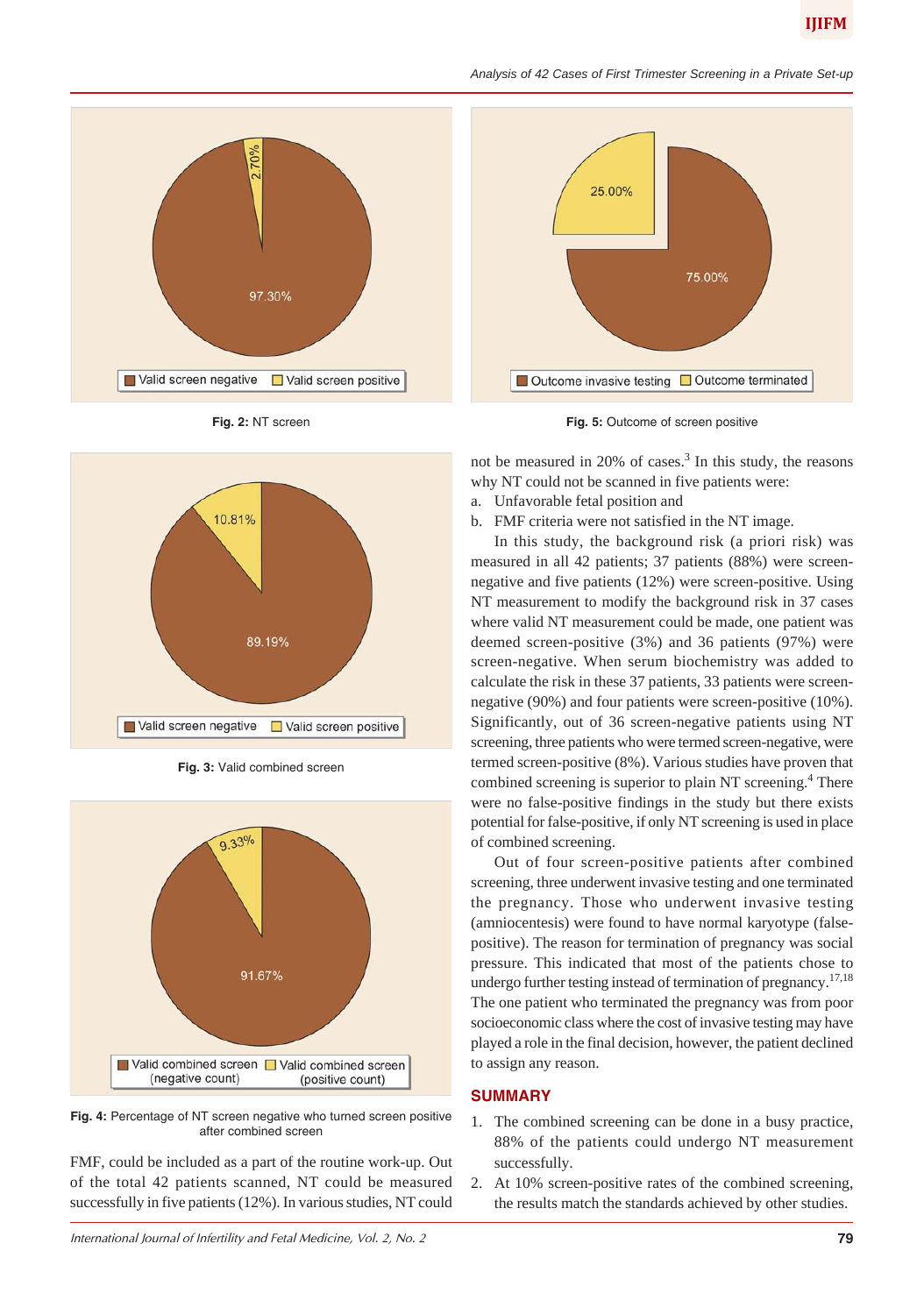Fig. 2: NT screen

Fig. 5: Outcome of screen positive

Fig. 3: Valid combined screen

Fig. 4: Percentage of NT screen negative who turned screen positive after combined screen

FMF, could be included as a part of the routine work-up. Out of the total 42 patients scanned, NT could be measured successfully in five patients (12%). In various studies, NT could not be measured in 20% of cases.[3] In this study, the reasons why NT could not be scanned in five patients were:

a. Unfavorable fetal position and
b. FMF criteria were not satisfied in the NT image.

In this study, the background risk (a priori risk) was measured in all 42 patients; 37 patients (88%) were screen-negative and five patients (12%) were screen-positive. Using NT measurement to modify the background risk in 37 cases where valid NT measurement could be made, one patient was deemed screen-positive (3%) and 36 patients (97%) were screen-negative. When serum biochemistry was added to calculate the risk in these 37 patients, 33 patients were screen-negative (90%) and four patients were screen-positive (10%). Significantly, out of 36 screen-negative patients using NT screening, three patients who were termed screen-negative, were termed screen-positive (8%). Various studies have proven that combined screening is superior to plain NT screening.[4] There were no false-positive findings in the study but there exists potential for false-positive, if only NT screening is used in place of combined screening.

Out of four screen-positive patients after combined screening, three underwent invasive testing and one terminated the pregnancy. Those who underwent invasive testing (amniocentesis) were found to have normal karyotype (false-positive). The reason for termination of pregnancy was social pressure. This indicated that most of the patients chose to undergo further testing instead of termination of pregnancy.[17,18] The one patient who terminated the pregnancy was from poor socioeconomic class where the cost of invasive testing may have played a role in the final decision, however, the patient declined to assign any reason.

## SUMMARY

1. The combined screening can be done in a busy practice, 88% of the patients could undergo NT measurement successfully.
2. At 10% screen-positive rates of the combined screening, the results match the standards achieved by other studies.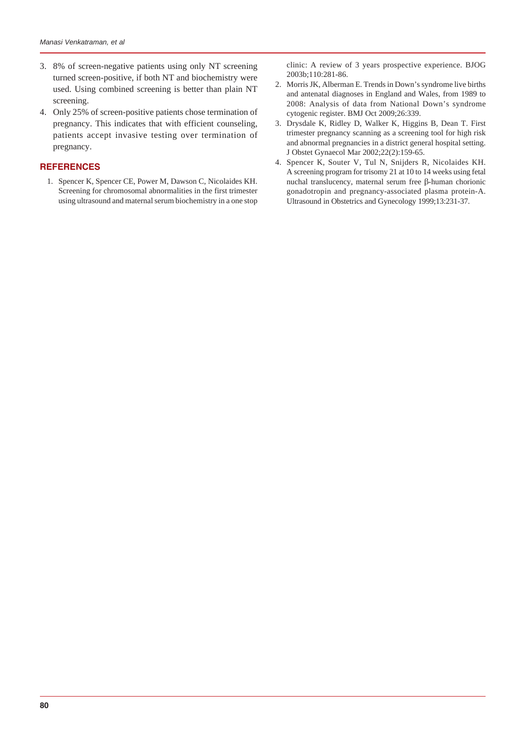3. 8% of screen-negative patients using only NT screening turned screen-positive, if both NT and biochemistry were used. Using combined screening is better than plain NT screening.
4. Only 25% of screen-positive patients chose termination of pregnancy. This indicates that with efficient counseling, patients accept invasive testing over termination of pregnancy.

## REFERENCES

1. Spencer K, Spencer CE, Power M, Dawson C, Nicolaides KH. Screening for chromosomal abnormalities in the first trimester using ultrasound and maternal serum biochemistry in a one stop clinic: A review of 3 years prospective experience. BJOG 2003b;110:281-86.
2. Morris JK, Alberman E. Trends in Down's syndrome live births and antenatal diagnoses in England and Wales, from 1989 to 2008: Analysis of data from National Down's syndrome cytogenic register. BMJ Oct 2009;26:339.
3. Drysdale K, Ridley D, Walker K, Higgins B, Dean T. First trimester pregnancy scanning as a screening tool for high risk and abnormal pregnancies in a district general hospital setting. J Obstet Gynaecol Mar 2002;22(2):159-65.
4. Spencer K, Souter V, Tul N, Snijders R, Nicolaides KH. A screening program for trisomy 21 at 10 to 14 weeks using fetal nuchal translucency, maternal serum free β-human chorionic gonadotropin and pregnancy-associated plasma protein-A. Ultrasound in Obstetrics and Gynecology 1999;13:231-37.